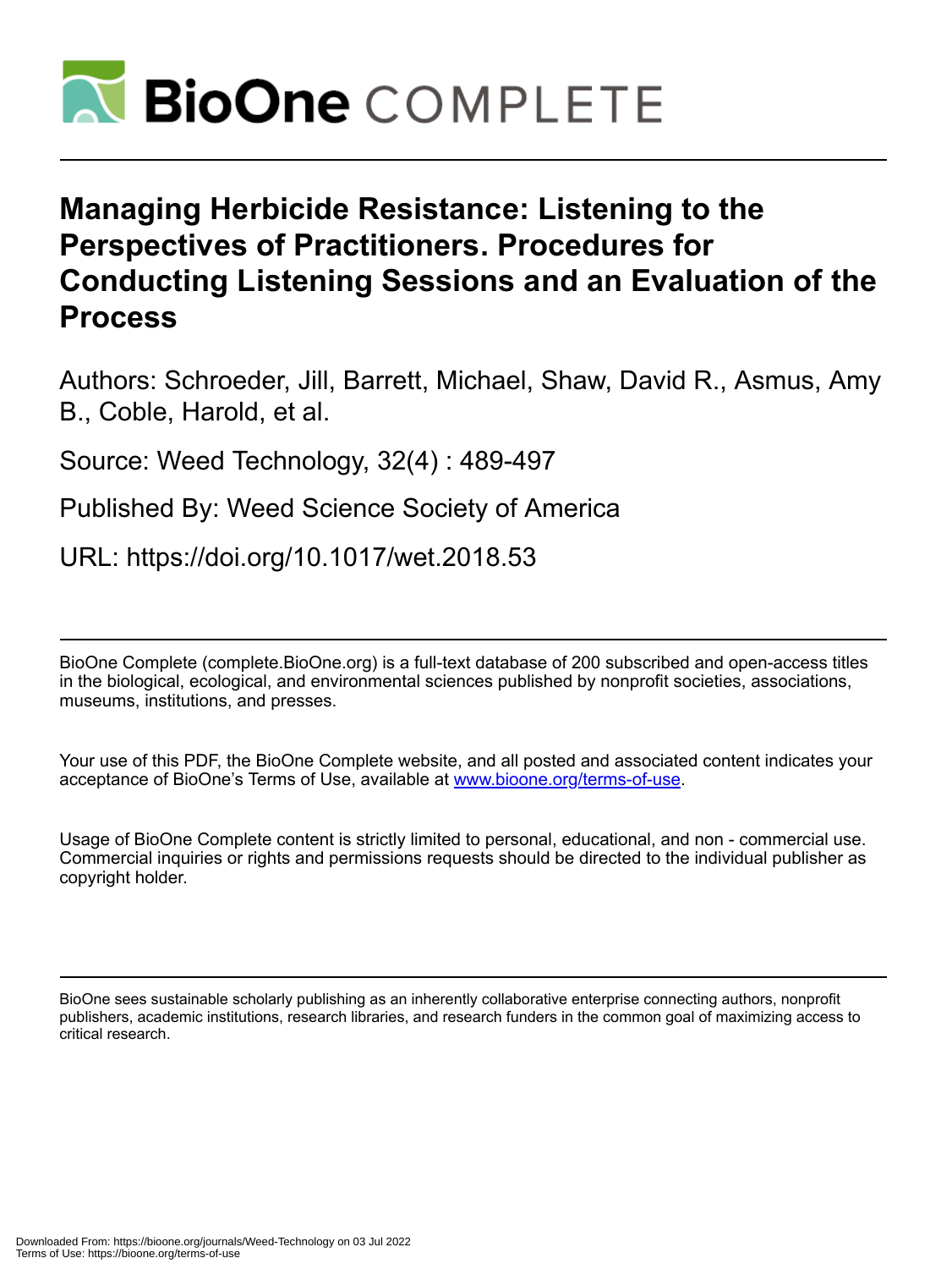# BioOne COMPLETE

# Managing Herbicide Resistance: Listening to the Perspectives of Practitioners. Procedures for Conducting Listening Sessions and an Evaluation of the Process

Authors: Schroeder, Jill, Barrett, Michael, Shaw, David R., Asmus, Amy B., Coble, Harold, et al.

Source: Weed Technology, 32(4) : 489-497

Published By: Weed Science Society of America

URL: https://doi.org/10.1017/wet.2018.53

BioOne Complete (complete.BioOne.org) is a full-text database of 200 subscribed and open-access titles in the biological, ecological, and environmental sciences published by nonprofit societies, associations, museums, institutions, and presses.

Your use of this PDF, the BioOne Complete website, and all posted and associated content indicates your acceptance of BioOne's Terms of Use, available at www.bioone.org/terms-of-use.

Usage of BioOne Complete content is strictly limited to personal, educational, and non - commercial use. Commercial inquiries or rights and permissions requests should be directed to the individual publisher as copyright holder.

BioOne sees sustainable scholarly publishing as an inherently collaborative enterprise connecting authors, nonprofit publishers, academic institutions, research libraries, and research funders in the common goal of maximizing access to critical research.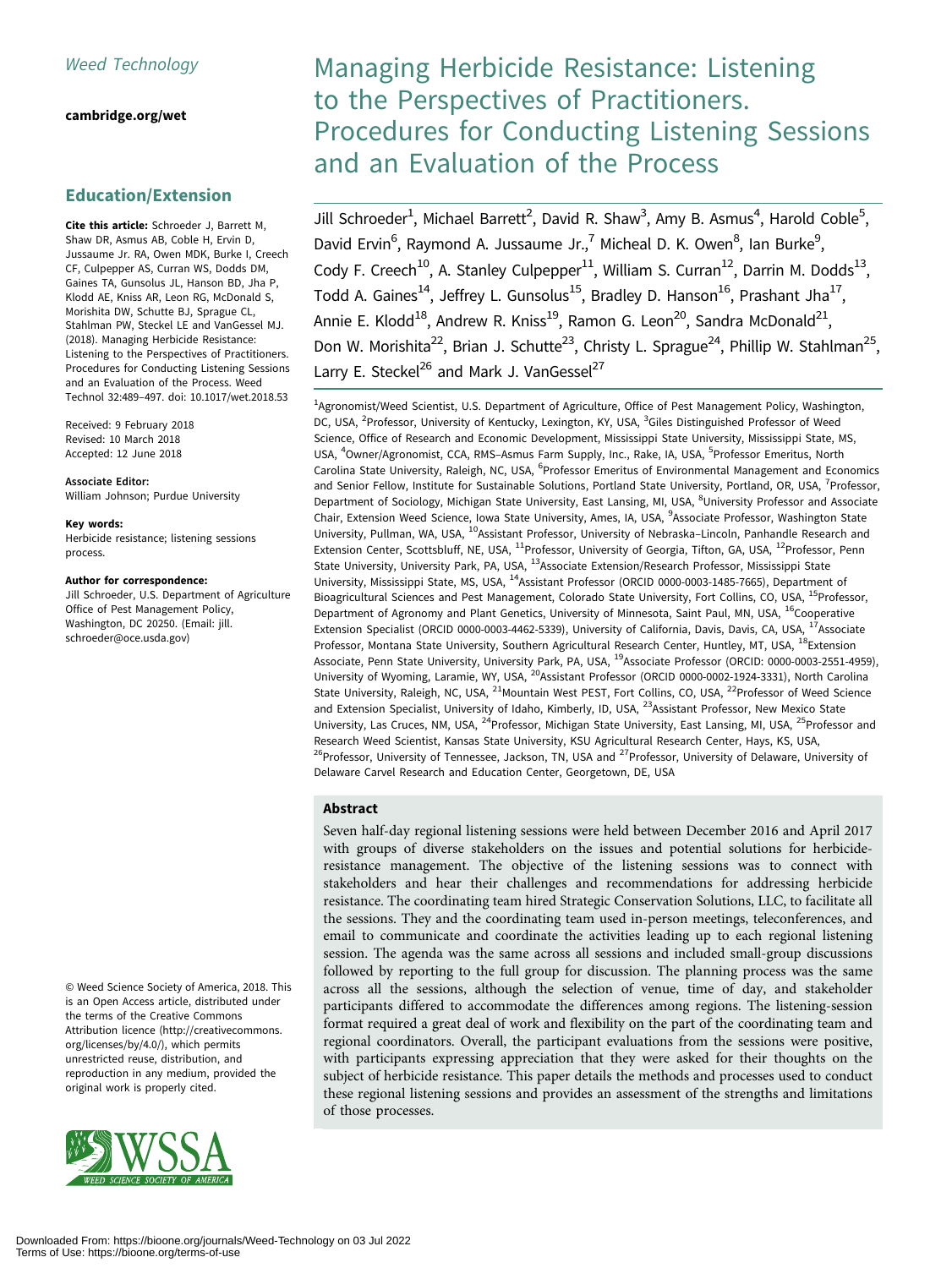*Weed Technology*

**cambridge.org/wet**

## Education/Extension

**Cite this article:** Schroeder J, Barrett M, Shaw DR, Asmus AB, Coble H, Ervin D, Jussaume Jr. RA, Owen MDK, Burke I, Creech CF, Culpepper AS, Curran WS, Dodds DM, Gaines TA, Gunsolus JL, Hanson BD, Jha P, Klodd AE, Kniss AR, Leon RG, McDonald S, Morishita DW, Schutte BJ, Sprague CL, Stahlman PW, Steckel LE and VanGessel MJ. (2018). Managing Herbicide Resistance: Listening to the Perspectives of Practitioners. Procedures for Conducting Listening Sessions and an Evaluation of the Process. Weed Technol 32:489–497. doi: 10.1017/wet.2018.53

Received: 9 February 2018
Revised: 10 March 2018
Accepted: 12 June 2018

**Associate Editor:**
William Johnson; Purdue University

**Key words:**
Herbicide resistance; listening sessions process.

**Author for correspondence:**
Jill Schroeder, U.S. Department of Agriculture Office of Pest Management Policy, Washington, DC 20250. (Email: jill.schroeder@oce.usda.gov)

© Weed Science Society of America, 2018. This is an Open Access article, distributed under the terms of the Creative Commons Attribution licence (http://creativecommons.org/licenses/by/4.0/), which permits unrestricted reuse, distribution, and reproduction in any medium, provided the original work is properly cited.

# Managing Herbicide Resistance: Listening to the Perspectives of Practitioners. Procedures for Conducting Listening Sessions and an Evaluation of the Process

Jill Schroeder[1], Michael Barrett[2], David R. Shaw[3], Amy B. Asmus[4], Harold Coble[5], David Ervin[6], Raymond A. Jussaume Jr.,[7] Micheal D. K. Owen[8], Ian Burke[9], Cody F. Creech[10], A. Stanley Culpepper[11], William S. Curran[12], Darrin M. Dodds[13], Todd A. Gaines[14], Jeffrey L. Gunsolus[15], Bradley D. Hanson[16], Prashant Jha[17], Annie E. Klodd[18], Andrew R. Kniss[19], Ramon G. Leon[20], Sandra McDonald[21], Don W. Morishita[22], Brian J. Schutte[23], Christy L. Sprague[24], Phillip W. Stahlman[25], Larry E. Steckel[26] and Mark J. VanGessel[27]

[1]Agronomist/Weed Scientist, U.S. Department of Agriculture, Office of Pest Management Policy, Washington, DC, USA, [2]Professor, University of Kentucky, Lexington, KY, USA, [3]Giles Distinguished Professor of Weed Science, Office of Research and Economic Development, Mississippi State University, Mississippi State, MS, USA, [4]Owner/Agronomist, CCA, RMS–Asmus Farm Supply, Inc., Rake, IA, USA, [5]Professor Emeritus, North Carolina State University, Raleigh, NC, USA, [6]Professor Emeritus of Environmental Management and Economics and Senior Fellow, Institute for Sustainable Solutions, Portland State University, Portland, OR, USA, [7]Professor, Department of Sociology, Michigan State University, East Lansing, MI, USA, [8]University Professor and Associate Chair, Extension Weed Science, Iowa State University, Ames, IA, USA, [9]Associate Professor, Washington State University, Pullman, WA, USA, [10]Assistant Professor, University of Nebraska–Lincoln, Panhandle Research and Extension Center, Scottsbluff, NE, USA, [11]Professor, University of Georgia, Tifton, GA, USA, [12]Professor, Penn State University, University Park, PA, USA, [13]Associate Extension/Research Professor, Mississippi State University, Mississippi State, MS, USA, [14]Assistant Professor (ORCID 0000-0003-1485-7665), Department of Bioagricultural Sciences and Pest Management, Colorado State University, Fort Collins, CO, USA, [15]Professor, Department of Agronomy and Plant Genetics, University of Minnesota, Saint Paul, MN, USA, [16]Cooperative Extension Specialist (ORCID 0000-0003-4462-5339), University of California, Davis, Davis, CA, USA, [17]Associate Professor, Montana State University, Southern Agricultural Research Center, Huntley, MT, USA, [18]Extension Associate, Penn State University, University Park, PA, USA, [19]Associate Professor (ORCID: 0000-0003-2551-4959), University of Wyoming, Laramie, WY, USA, [20]Assistant Professor (ORCID 0000-0002-1924-3331), North Carolina State University, Raleigh, NC, USA, [21]Mountain West PEST, Fort Collins, CO, USA, [22]Professor of Weed Science and Extension Specialist, University of Idaho, Kimberly, ID, USA, [23]Assistant Professor, New Mexico State University, Las Cruces, NM, USA, [24]Professor, Michigan State University, East Lansing, MI, USA, [25]Professor and Research Weed Scientist, KSU Agricultural Research Center, Hays, KS, USA, [26]Professor, University of Tennessee, Jackson, TN, USA and [27]Professor, University of Delaware, University of Delaware Carvel Research and Education Center, Georgetown, DE, USA

## Abstract

Seven half-day regional listening sessions were held between December 2016 and April 2017 with groups of diverse stakeholders on the issues and potential solutions for herbicide-resistance management. The objective of the listening sessions was to connect with stakeholders and hear their challenges and recommendations for addressing herbicide resistance. The coordinating team hired Strategic Conservation Solutions, LLC, to facilitate all the sessions. They and the coordinating team used in-person meetings, teleconferences, and email to communicate and coordinate the activities leading up to each regional listening session. The agenda was the same across all sessions and included small-group discussions followed by reporting to the full group for discussion. The planning process was the same across all the sessions, although the selection of venue, time of day, and stakeholder participants differed to accommodate the differences among regions. The listening-session format required a great deal of work and flexibility on the part of the coordinating team and regional coordinators. Overall, the participant evaluations from the sessions were positive, with participants expressing appreciation that they were asked for their thoughts on the subject of herbicide resistance. This paper details the methods and processes used to conduct these regional listening sessions and provides an assessment of the strengths and limitations of those processes.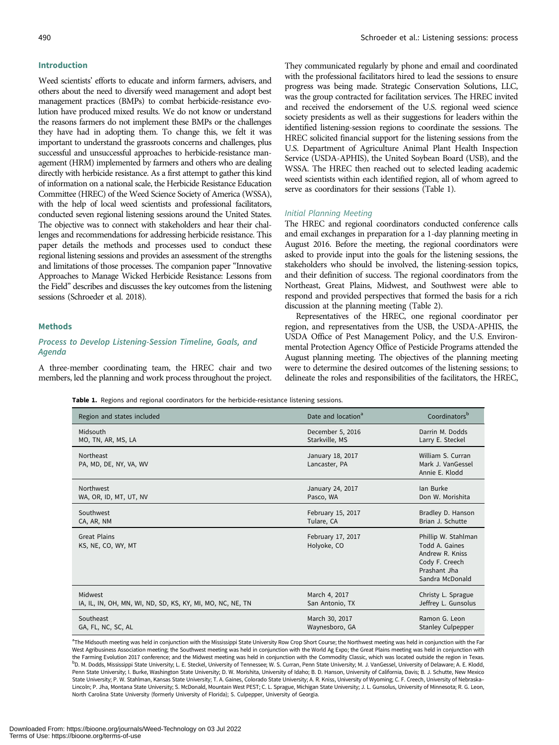## Introduction

Weed scientists' efforts to educate and inform farmers, advisers, and others about the need to diversify weed management and adopt best management practices (BMPs) to combat herbicide-resistance evolution have produced mixed results. We do not know or understand the reasons farmers do not implement these BMPs or the challenges they have had in adopting them. To change this, we felt it was important to understand the grassroots concerns and challenges, plus successful and unsuccessful approaches to herbicide-resistance management (HRM) implemented by farmers and others who are dealing directly with herbicide resistance. As a first attempt to gather this kind of information on a national scale, the Herbicide Resistance Education Committee (HREC) of the Weed Science Society of America (WSSA), with the help of local weed scientists and professional facilitators, conducted seven regional listening sessions around the United States. The objective was to connect with stakeholders and hear their challenges and recommendations for addressing herbicide resistance. This paper details the methods and processes used to conduct these regional listening sessions and provides an assessment of the strengths and limitations of those processes. The companion paper "Innovative Approaches to Manage Wicked Herbicide Resistance: Lessons from the Field" describes and discusses the key outcomes from the listening sessions (Schroeder et al. 2018).

## Methods

### *Process to Develop Listening-Session Timeline, Goals, and Agenda*

A three-member coordinating team, the HREC chair and two members, led the planning and work process throughout the project. They communicated regularly by phone and email and coordinated with the professional facilitators hired to lead the sessions to ensure progress was being made. Strategic Conservation Solutions, LLC, was the group contracted for facilitation services. The HREC invited and received the endorsement of the U.S. regional weed science society presidents as well as their suggestions for leaders within the identified listening-session regions to coordinate the sessions. The HREC solicited financial support for the listening sessions from the U.S. Department of Agriculture Animal Plant Health Inspection Service (USDA-APHIS), the United Soybean Board (USB), and the WSSA. The HREC then reached out to selected leading academic weed scientists within each identified region, all of whom agreed to serve as coordinators for their sessions (Table 1).

### *Initial Planning Meeting*

The HREC and regional coordinators conducted conference calls and email exchanges in preparation for a 1-day planning meeting in August 2016. Before the meeting, the regional coordinators were asked to provide input into the goals for the listening sessions, the stakeholders who should be involved, the listening-session topics, and their definition of success. The regional coordinators from the Northeast, Great Plains, Midwest, and Southwest were able to respond and provided perspectives that formed the basis for a rich discussion at the planning meeting (Table 2).

Representatives of the HREC, one regional coordinator per region, and representatives from the USB, the USDA-APHIS, the USDA Office of Pest Management Policy, and the U.S. Environmental Protection Agency Office of Pesticide Programs attended the August planning meeting. The objectives of the planning meeting were to determine the desired outcomes of the listening sessions; to delineate the roles and responsibilities of the facilitators, the HREC,

**Table 1.** Regions and regional coordinators for the herbicide-resistance listening sessions.

| Region and states included | Date and location[a] | Coordinators[b] |
|---|---|---|
| Midsouth<br>MO, TN, AR, MS, LA | December 5, 2016<br>Starkville, MS | Darrin M. Dodds<br>Larry E. Steckel |
| Northeast<br>PA, MD, DE, NY, VA, WV | January 18, 2017<br>Lancaster, PA | William S. Curran<br>Mark J. VanGessel<br>Annie E. Klodd |
| Northwest<br>WA, OR, ID, MT, UT, NV | January 24, 2017<br>Pasco, WA | Ian Burke<br>Don W. Morishita |
| Southwest<br>CA, AR, NM | February 15, 2017<br>Tulare, CA | Bradley D. Hanson<br>Brian J. Schutte |
| Great Plains<br>KS, NE, CO, WY, MT | February 17, 2017<br>Holyoke, CO | Phillip W. Stahlman<br>Todd A. Gaines<br>Andrew R. Kniss<br>Cody F. Creech<br>Prashant Jha<br>Sandra McDonald |
| Midwest<br>IA, IL, IN, OH, MN, WI, ND, SD, KS, KY, MI, MO, NC, NE, TN | March 4, 2017<br>San Antonio, TX | Christy L. Sprague<br>Jeffrey L. Gunsolus |
| Southeast<br>GA, FL, NC, SC, AL | March 30, 2017<br>Waynesboro, GA | Ramon G. Leon<br>Stanley Culpepper |

[a]The Midsouth meeting was held in conjunction with the Mississippi State University Row Crop Short Course; the Northwest meeting was held in conjunction with the Far West Agribusiness Association meeting; the Southwest meeting was held in conjunction with the World Ag Expo; the Great Plains meeting was held in conjunction with the Farming Evolution 2017 conference; and the Midwest meeting was held in conjunction with the Commodity Classic, which was located outside the region in Texas.
[b]D. M. Dodds, Mississippi State University; L. E. Steckel, University of Tennessee; W. S. Curran, Penn State University; M. J. VanGessel, University of Delaware; A. E. Klodd, Penn State University; I. Burke, Washington State University; D. W. Morishita, University of Idaho; B. D. Hanson, University of California, Davis; B. J. Schutte, New Mexico State University; P. W. Stahlman, Kansas State University; T. A. Gaines, Colorado State University; A. R. Kniss, University of Wyoming; C. F. Creech, University of Nebraska–Lincoln; P. Jha, Montana State University; S. McDonald, Mountain West PEST; C. L. Sprague, Michigan State University; J. L. Gunsolus, University of Minnesota; R. G. Leon, North Carolina State University (formerly University of Florida); S. Culpepper, University of Georgia.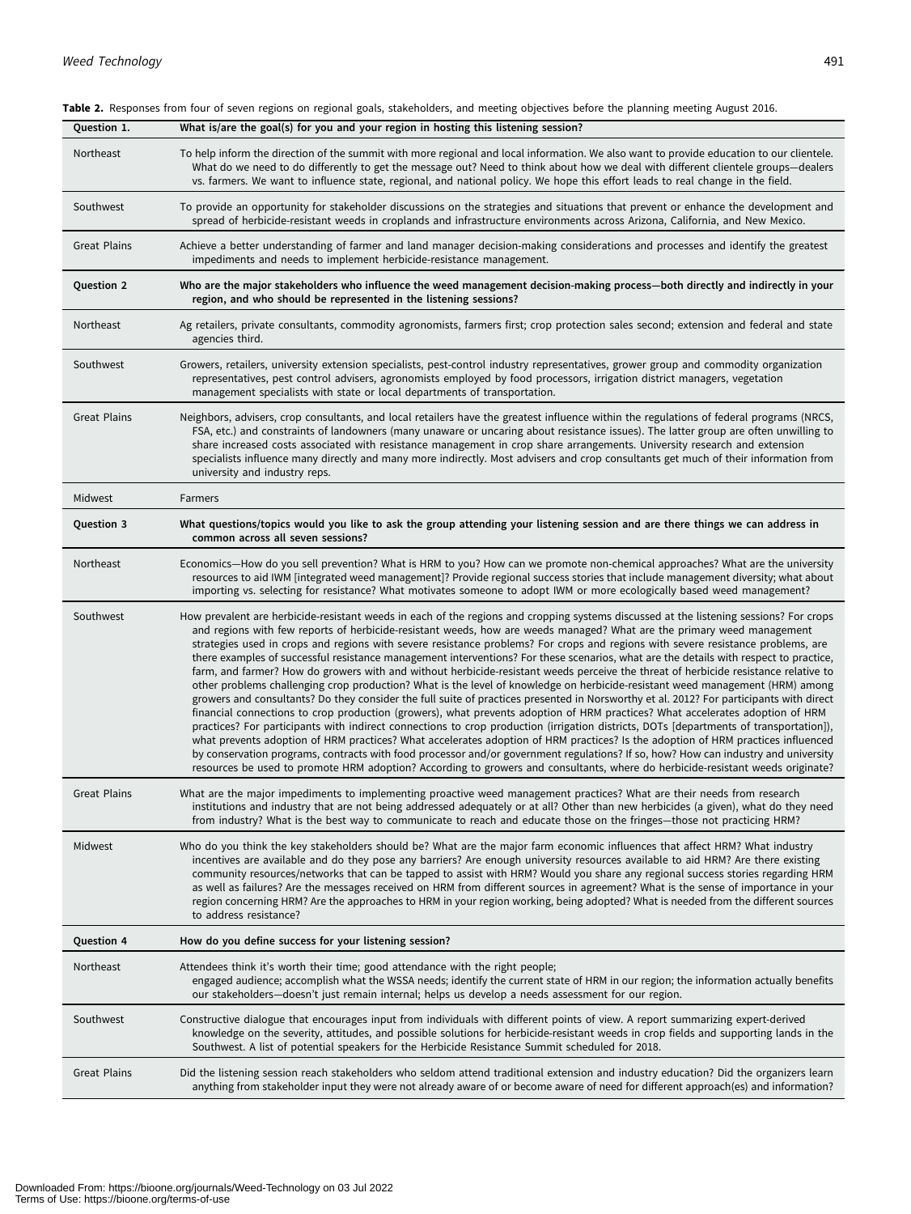**Table 2.** Responses from four of seven regions on regional goals, stakeholders, and meeting objectives before the planning meeting August 2016.

| Question 1. | What is/are the goal(s) for you and your region in hosting this listening session? |
|---|---|
| Northeast | To help inform the direction of the summit with more regional and local information. We also want to provide education to our clientele. What do we need to do differently to get the message out? Need to think about how we deal with different clientele groups—dealers vs. farmers. We want to influence state, regional, and national policy. We hope this effort leads to real change in the field. |
| Southwest | To provide an opportunity for stakeholder discussions on the strategies and situations that prevent or enhance the development and spread of herbicide-resistant weeds in croplands and infrastructure environments across Arizona, California, and New Mexico. |
| Great Plains | Achieve a better understanding of farmer and land manager decision-making considerations and processes and identify the greatest impediments and needs to implement herbicide-resistance management. |
| **Question 2** | **Who are the major stakeholders who influence the weed management decision-making process—both directly and indirectly in your region, and who should be represented in the listening sessions?** |
| Northeast | Ag retailers, private consultants, commodity agronomists, farmers first; crop protection sales second; extension and federal and state agencies third. |
| Southwest | Growers, retailers, university extension specialists, pest-control industry representatives, grower group and commodity organization representatives, pest control advisers, agronomists employed by food processors, irrigation district managers, vegetation management specialists with state or local departments of transportation. |
| Great Plains | Neighbors, advisers, crop consultants, and local retailers have the greatest influence within the regulations of federal programs (NRCS, FSA, etc.) and constraints of landowners (many unaware or uncaring about resistance issues). The latter group are often unwilling to share increased costs associated with resistance management in crop share arrangements. University research and extension specialists influence many directly and many more indirectly. Most advisers and crop consultants get much of their information from university and industry reps. |
| Midwest | Farmers |
| **Question 3** | **What questions/topics would you like to ask the group attending your listening session and are there things we can address in common across all seven sessions?** |
| Northeast | Economics—How do you sell prevention? What is HRM to you? How can we promote non-chemical approaches? What are the university resources to aid IWM [integrated weed management]? Provide regional success stories that include management diversity; what about importing vs. selecting for resistance? What motivates someone to adopt IWM or more ecologically based weed management? |
| Southwest | How prevalent are herbicide-resistant weeds in each of the regions and cropping systems discussed at the listening sessions? For crops and regions with few reports of herbicide-resistant weeds, how are weeds managed? What are the primary weed management strategies used in crops and regions with severe resistance problems? For crops and regions with severe resistance problems, are there examples of successful resistance management interventions? For these scenarios, what are the details with respect to practice, farm, and farmer? How do growers with and without herbicide-resistant weeds perceive the threat of herbicide resistance relative to other problems challenging crop production? What is the level of knowledge on herbicide-resistant weed management (HRM) among growers and consultants? Do they consider the full suite of practices presented in Norsworthy et al. 2012? For participants with direct financial connections to crop production (growers), what prevents adoption of HRM practices? What accelerates adoption of HRM practices? For participants with indirect connections to crop production (irrigation districts, DOTs [departments of transportation]), what prevents adoption of HRM practices? What accelerates adoption of HRM practices? Is the adoption of HRM practices influenced by conservation programs, contracts with food processor and/or government regulations? If so, how? How can industry and university resources be used to promote HRM adoption? According to growers and consultants, where do herbicide-resistant weeds originate? |
| Great Plains | What are the major impediments to implementing proactive weed management practices? What are their needs from research institutions and industry that are not being addressed adequately or at all? Other than new herbicides (a given), what do they need from industry? What is the best way to communicate to reach and educate those on the fringes—those not practicing HRM? |
| Midwest | Who do you think the key stakeholders should be? What are the major farm economic influences that affect HRM? What industry incentives are available and do they pose any barriers? Are enough university resources available to aid HRM? Are there existing community resources/networks that can be tapped to assist with HRM? Would you share any regional success stories regarding HRM as well as failures? Are the messages received on HRM from different sources in agreement? What is the sense of importance in your region concerning HRM? Are the approaches to HRM in your region working, being adopted? What is needed from the different sources to address resistance? |
| **Question 4** | **How do you define success for your listening session?** |
| Northeast | Attendees think it's worth their time; good attendance with the right people; engaged audience; accomplish what the WSSA needs; identify the current state of HRM in our region; the information actually benefits our stakeholders—doesn't just remain internal; helps us develop a needs assessment for our region. |
| Southwest | Constructive dialogue that encourages input from individuals with different points of view. A report summarizing expert-derived knowledge on the severity, attitudes, and possible solutions for herbicide-resistant weeds in crop fields and supporting lands in the Southwest. A list of potential speakers for the Herbicide Resistance Summit scheduled for 2018. |
| Great Plains | Did the listening session reach stakeholders who seldom attend traditional extension and industry education? Did the organizers learn anything from stakeholder input they were not already aware of or become aware of need for different approach(es) and information? |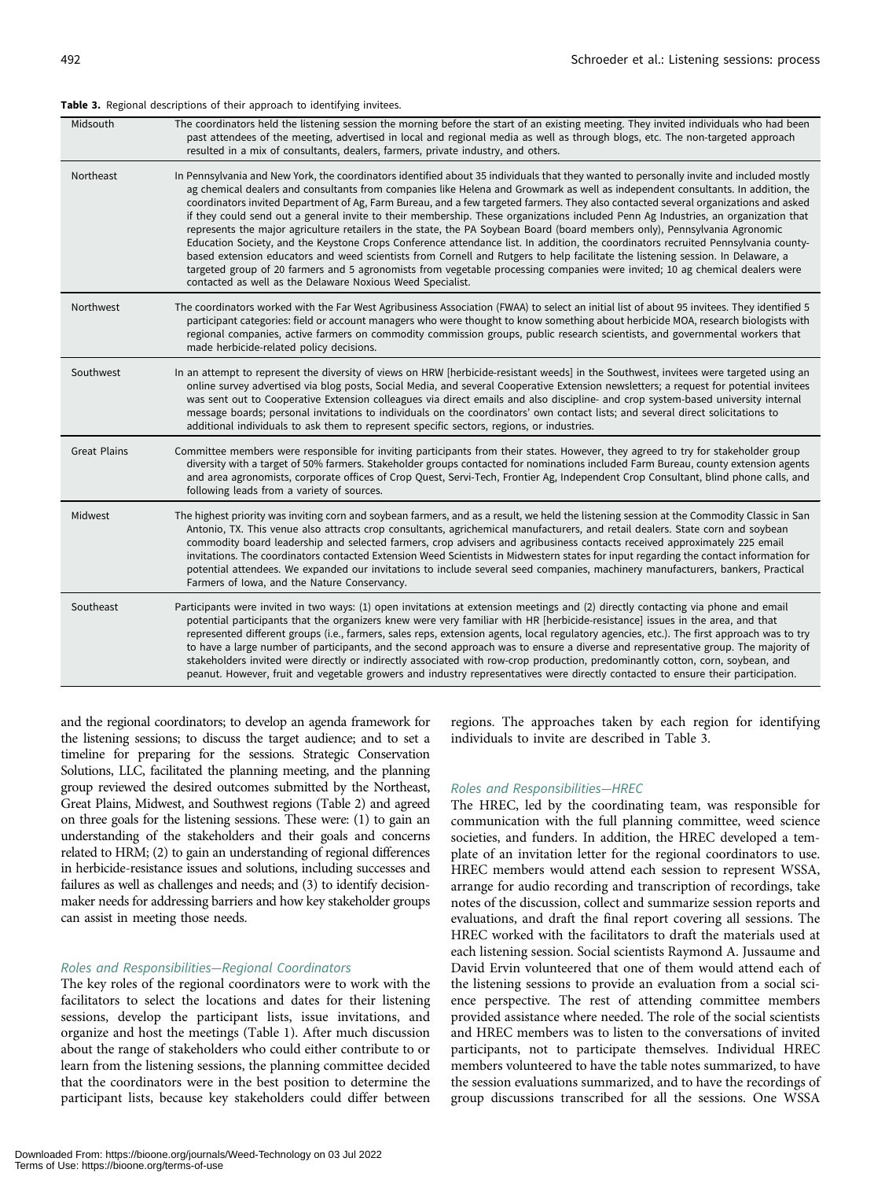**Table 3.** Regional descriptions of their approach to identifying invitees.

| | |
|---|---|
| Midsouth | The coordinators held the listening session the morning before the start of an existing meeting. They invited individuals who had been past attendees of the meeting, advertised in local and regional media as well as through blogs, etc. The non-targeted approach resulted in a mix of consultants, dealers, farmers, private industry, and others. |
| Northeast | In Pennsylvania and New York, the coordinators identified about 35 individuals that they wanted to personally invite and included mostly ag chemical dealers and consultants from companies like Helena and Growmark as well as independent consultants. In addition, the coordinators invited Department of Ag, Farm Bureau, and a few targeted farmers. They also contacted several organizations and asked if they could send out a general invite to their membership. These organizations included Penn Ag Industries, an organization that represents the major agriculture retailers in the state, the PA Soybean Board (board members only), Pennsylvania Agronomic Education Society, and the Keystone Crops Conference attendance list. In addition, the coordinators recruited Pennsylvania county-based extension educators and weed scientists from Cornell and Rutgers to help facilitate the listening session. In Delaware, a targeted group of 20 farmers and 5 agronomists from vegetable processing companies were invited; 10 ag chemical dealers were contacted as well as the Delaware Noxious Weed Specialist. |
| Northwest | The coordinators worked with the Far West Agribusiness Association (FWAA) to select an initial list of about 95 invitees. They identified 5 participant categories: field or account managers who were thought to know something about herbicide MOA, research biologists with regional companies, active farmers on commodity commission groups, public research scientists, and governmental workers that made herbicide-related policy decisions. |
| Southwest | In an attempt to represent the diversity of views on HRW [herbicide-resistant weeds] in the Southwest, invitees were targeted using an online survey advertised via blog posts, Social Media, and several Cooperative Extension newsletters; a request for potential invitees was sent out to Cooperative Extension colleagues via direct emails and also discipline- and crop system-based university internal message boards; personal invitations to individuals on the coordinators' own contact lists; and several direct solicitations to additional individuals to ask them to represent specific sectors, regions, or industries. |
| Great Plains | Committee members were responsible for inviting participants from their states. However, they agreed to try for stakeholder group diversity with a target of 50% farmers. Stakeholder groups contacted for nominations included Farm Bureau, county extension agents and area agronomists, corporate offices of Crop Quest, Servi-Tech, Frontier Ag, Independent Crop Consultant, blind phone calls, and following leads from a variety of sources. |
| Midwest | The highest priority was inviting corn and soybean farmers, and as a result, we held the listening session at the Commodity Classic in San Antonio, TX. This venue also attracts crop consultants, agrichemical manufacturers, and retail dealers. State corn and soybean commodity board leadership and selected farmers, crop advisers and agribusiness contacts received approximately 225 email invitations. The coordinators contacted Extension Weed Scientists in Midwestern states for input regarding the contact information for potential attendees. We expanded our invitations to include several seed companies, machinery manufacturers, bankers, Practical Farmers of Iowa, and the Nature Conservancy. |
| Southeast | Participants were invited in two ways: (1) open invitations at extension meetings and (2) directly contacting via phone and email potential participants that the organizers knew were very familiar with HR [herbicide-resistance] issues in the area, and that represented different groups (i.e., farmers, sales reps, extension agents, local regulatory agencies, etc.). The first approach was to try to have a large number of participants, and the second approach was to ensure a diverse and representative group. The majority of stakeholders invited were directly or indirectly associated with row-crop production, predominantly cotton, corn, soybean, and peanut. However, fruit and vegetable growers and industry representatives were directly contacted to ensure their participation. |

and the regional coordinators; to develop an agenda framework for the listening sessions; to discuss the target audience; and to set a timeline for preparing for the sessions. Strategic Conservation Solutions, LLC, facilitated the planning meeting, and the planning group reviewed the desired outcomes submitted by the Northeast, Great Plains, Midwest, and Southwest regions (Table 2) and agreed on three goals for the listening sessions. These were: (1) to gain an understanding of the stakeholders and their goals and concerns related to HRM; (2) to gain an understanding of regional differences in herbicide-resistance issues and solutions, including successes and failures as well as challenges and needs; and (3) to identify decision-maker needs for addressing barriers and how key stakeholder groups can assist in meeting those needs.

### *Roles and Responsibilities—Regional Coordinators*

The key roles of the regional coordinators were to work with the facilitators to select the locations and dates for their listening sessions, develop the participant lists, issue invitations, and organize and host the meetings (Table 1). After much discussion about the range of stakeholders who could either contribute to or learn from the listening sessions, the planning committee decided that the coordinators were in the best position to determine the participant lists, because key stakeholders could differ between regions. The approaches taken by each region for identifying individuals to invite are described in Table 3.

### *Roles and Responsibilities—HREC*

The HREC, led by the coordinating team, was responsible for communication with the full planning committee, weed science societies, and funders. In addition, the HREC developed a template of an invitation letter for the regional coordinators to use. HREC members would attend each session to represent WSSA, arrange for audio recording and transcription of recordings, take notes of the discussion, collect and summarize session reports and evaluations, and draft the final report covering all sessions. The HREC worked with the facilitators to draft the materials used at each listening session. Social scientists Raymond A. Jussaume and David Ervin volunteered that one of them would attend each of the listening sessions to provide an evaluation from a social science perspective. The rest of attending committee members provided assistance where needed. The role of the social scientists and HREC members was to listen to the conversations of invited participants, not to participate themselves. Individual HREC members volunteered to have the table notes summarized, to have the session evaluations summarized, and to have the recordings of group discussions transcribed for all the sessions. One WSSA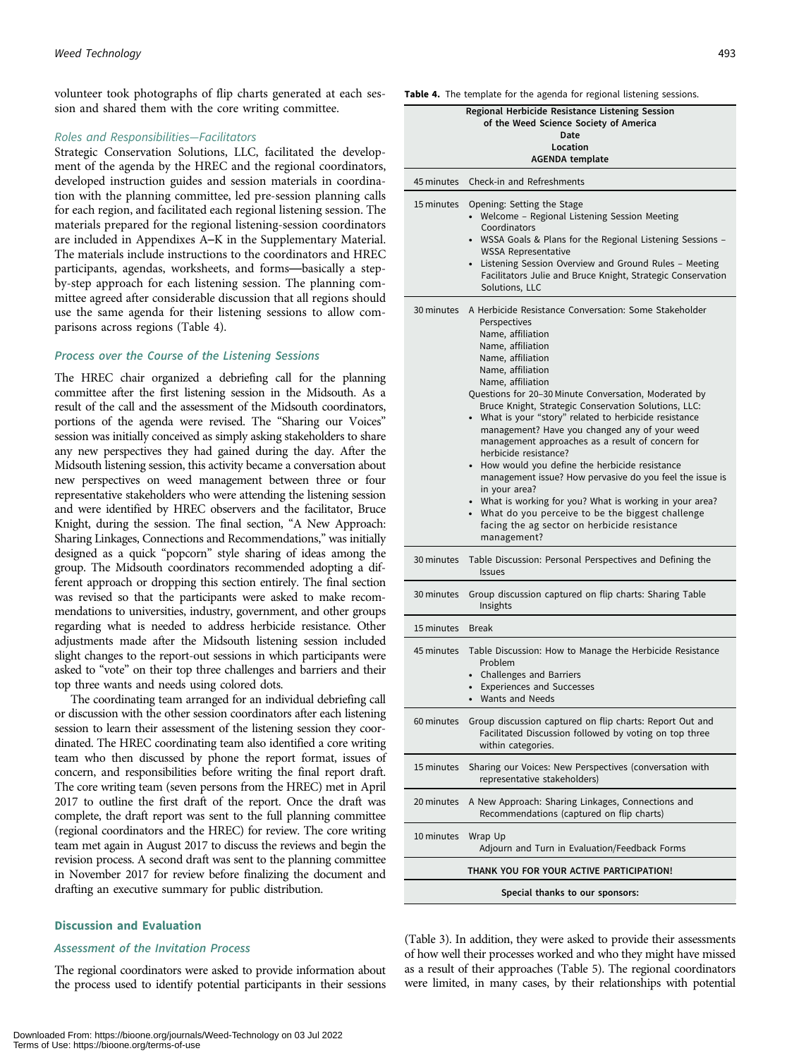volunteer took photographs of flip charts generated at each session and shared them with the core writing committee.

### *Roles and Responsibilities—Facilitators*

Strategic Conservation Solutions, LLC, facilitated the development of the agenda by the HREC and the regional coordinators, developed instruction guides and session materials in coordination with the planning committee, led pre-session planning calls for each region, and facilitated each regional listening session. The materials prepared for the regional listening-session coordinators are included in Appendixes A–K in the Supplementary Material. The materials include instructions to the coordinators and HREC participants, agendas, worksheets, and forms—basically a step-by-step approach for each listening session. The planning committee agreed after considerable discussion that all regions should use the same agenda for their listening sessions to allow comparisons across regions (Table 4).

### *Process over the Course of the Listening Sessions*

The HREC chair organized a debriefing call for the planning committee after the first listening session in the Midsouth. As a result of the call and the assessment of the Midsouth coordinators, portions of the agenda were revised. The "Sharing our Voices" session was initially conceived as simply asking stakeholders to share any new perspectives they had gained during the day. After the Midsouth listening session, this activity became a conversation about new perspectives on weed management between three or four representative stakeholders who were attending the listening session and were identified by HREC observers and the facilitator, Bruce Knight, during the session. The final section, "A New Approach: Sharing Linkages, Connections and Recommendations," was initially designed as a quick "popcorn" style sharing of ideas among the group. The Midsouth coordinators recommended adopting a different approach or dropping this section entirely. The final section was revised so that the participants were asked to make recommendations to universities, industry, government, and other groups regarding what is needed to address herbicide resistance. Other adjustments made after the Midsouth listening session included slight changes to the report-out sessions in which participants were asked to "vote" on their top three challenges and barriers and their top three wants and needs using colored dots.

The coordinating team arranged for an individual debriefing call or discussion with the other session coordinators after each listening session to learn their assessment of the listening session they coordinated. The HREC coordinating team also identified a core writing team who then discussed by phone the report format, issues of concern, and responsibilities before writing the final report draft. The core writing team (seven persons from the HREC) met in April 2017 to outline the first draft of the report. Once the draft was complete, the draft report was sent to the full planning committee (regional coordinators and the HREC) for review. The core writing team met again in August 2017 to discuss the reviews and begin the revision process. A second draft was sent to the planning committee in November 2017 for review before finalizing the document and drafting an executive summary for public distribution.

**Table 4.** The template for the agenda for regional listening sessions.

| Regional Herbicide Resistance Listening Session of the Weed Science Society of America Date Location AGENDA template | |
|---|---|
| 45 minutes | Check-in and Refreshments |
| 15 minutes | Opening: Setting the Stage<br>• Welcome – Regional Listening Session Meeting Coordinators<br>• WSSA Goals & Plans for the Regional Listening Sessions – WSSA Representative<br>• Listening Session Overview and Ground Rules – Meeting Facilitators Julie and Bruce Knight, Strategic Conservation Solutions, LLC |
| 30 minutes | A Herbicide Resistance Conversation: Some Stakeholder Perspectives<br>Name, affiliation<br>Name, affiliation<br>Name, affiliation<br>Name, affiliation<br>Name, affiliation<br>Questions for 20–30 Minute Conversation, Moderated by Bruce Knight, Strategic Conservation Solutions, LLC:<br>• What is your "story" related to herbicide resistance management? Have you changed any of your weed management approaches as a result of concern for herbicide resistance?<br>• How would you define the herbicide resistance management issue? How pervasive do you feel the issue is in your area?<br>• What is working for you? What is working in your area?<br>• What do you perceive to be the biggest challenge facing the ag sector on herbicide resistance management? |
| 30 minutes | Table Discussion: Personal Perspectives and Defining the Issues |
| 30 minutes | Group discussion captured on flip charts: Sharing Table Insights |
| 15 minutes | Break |
| 45 minutes | Table Discussion: How to Manage the Herbicide Resistance Problem<br>• Challenges and Barriers<br>• Experiences and Successes<br>• Wants and Needs |
| 60 minutes | Group discussion captured on flip charts: Report Out and Facilitated Discussion followed by voting on top three within categories. |
| 15 minutes | Sharing our Voices: New Perspectives (conversation with representative stakeholders) |
| 20 minutes | A New Approach: Sharing Linkages, Connections and Recommendations (captured on flip charts) |
| 10 minutes | Wrap Up<br>Adjourn and Turn in Evaluation/Feedback Forms |
| THANK YOU FOR YOUR ACTIVE PARTICIPATION! | |
| Special thanks to our sponsors: | |

## Discussion and Evaluation

### *Assessment of the Invitation Process*

The regional coordinators were asked to provide information about the process used to identify potential participants in their sessions (Table 3). In addition, they were asked to provide their assessments of how well their processes worked and who they might have missed as a result of their approaches (Table 5). The regional coordinators were limited, in many cases, by their relationships with potential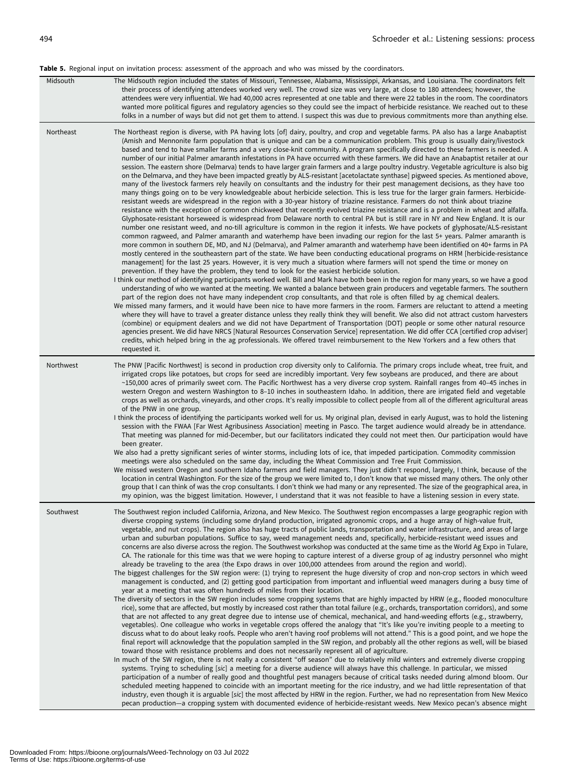**Table 5.** Regional input on invitation process: assessment of the approach and who was missed by the coordinators.

| | |
|---|---|
| Midsouth | The Midsouth region included the states of Missouri, Tennessee, Alabama, Mississippi, Arkansas, and Louisiana. The coordinators felt their process of identifying attendees worked very well. The crowd size was very large, at close to 180 attendees; however, the attendees were very influential. We had 40,000 acres represented at one table and there were 22 tables in the room. The coordinators wanted more political figures and regulatory agencies so they could see the impact of herbicide resistance. We reached out to these folks in a number of ways but did not get them to attend. I suspect this was due to previous commitments more than anything else. |
| Northeast | The Northeast region is diverse, with PA having lots [of] dairy, poultry, and crop and vegetable farms. PA also has a large Anabaptist (Amish and Mennonite farm population that is unique and can be a communication problem. This group is usually dairy/livestock based and tend to have smaller farms and a very close-knit community. A program specifically directed to these farmers is needed. A number of our initial Palmer amaranth infestations in PA have occurred with these farmers. We did have an Anabaptist retailer at our session. The eastern shore (Delmarva) tends to have larger grain farmers and a large poultry industry. Vegetable agriculture is also big on the Delmarva, and they have been impacted greatly by ALS-resistant [acetolactate synthase] pigweed species. As mentioned above, many of the livestock farmers rely heavily on consultants and the industry for their pest management decisions, as they have too many things going on to be very knowledgeable about herbicide selection. This is less true for the larger grain farmers. Herbicide-resistant weeds are widespread in the region with a 30-year history of triazine resistance. Farmers do not think about triazine resistance with the exception of common chickweed that recently evolved triazine resistance and is a problem in wheat and alfalfa. Glyphosate-resistant horseweed is widespread from Delaware north to central PA but is still rare in NY and New England. It is our number one resistant weed, and no-till agriculture is common in the region it infests. We have pockets of glyphosate/ALS-resistant common ragweed, and Palmer amaranth and waterhemp have been invading our region for the last 5+ years. Palmer amaranth is more common in southern DE, MD, and NJ (Delmarva), and Palmer amaranth and waterhemp have been identified on 40+ farms in PA mostly centered in the southeastern part of the state. We have been conducting educational programs on HRM [herbicide-resistance management] for the last 25 years. However, it is very much a situation where farmers will not spend the time or money on prevention. If they have the problem, they tend to look for the easiest herbicide solution.<br>I think our method of identifying participants worked well. Bill and Mark have both been in the region for many years, so we have a good understanding of who we wanted at the meeting. We wanted a balance between grain producers and vegetable farmers. The southern part of the region does not have many independent crop consultants, and that role is often filled by ag chemical dealers.<br>We missed many farmers, and it would have been nice to have more farmers in the room. Farmers are reluctant to attend a meeting where they will have to travel a greater distance unless they really think they will benefit. We also did not attract custom harvesters (combine) or equipment dealers and we did not have Department of Transportation (DOT) people or some other natural resource agencies present. We did have NRCS [Natural Resources Conservation Service] representation. We did offer CCA [certified crop adviser] credits, which helped bring in the ag professionals. We offered travel reimbursement to the New Yorkers and a few others that requested it. |
| Northwest | The PNW [Pacific Northwest] is second in production crop diversity only to California. The primary crops include wheat, tree fruit, and irrigated crops like potatoes, but crops for seed are incredibly important. Very few soybeans are produced, and there are about ~150,000 acres of primarily sweet corn. The Pacific Northwest has a very diverse crop system. Rainfall ranges from 40–45 inches in western Oregon and western Washington to 8–10 inches in southeastern Idaho. In addition, there are irrigated field and vegetable crops as well as orchards, vineyards, and other crops. It's really impossible to collect people from all of the different agricultural areas of the PNW in one group.<br>I think the process of identifying the participants worked well for us. My original plan, devised in early August, was to hold the listening session with the FWAA [Far West Agribusiness Association] meeting in Pasco. The target audience would already be in attendance. That meeting was planned for mid-December, but our facilitators indicated they could not meet then. Our participation would have been greater.<br>We also had a pretty significant series of winter storms, including lots of ice, that impeded participation. Commodity commission meetings were also scheduled on the same day, including the Wheat Commission and Tree Fruit Commission.<br>We missed western Oregon and southern Idaho farmers and field managers. They just didn't respond, largely, I think, because of the location in central Washington. For the size of the group we were limited to, I don't know that we missed many others. The only other group that I can think of was the crop consultants. I don't think we had many or any represented. The size of the geographical area, in my opinion, was the biggest limitation. However, I understand that it was not feasible to have a listening session in every state. |
| Southwest | The Southwest region included California, Arizona, and New Mexico. The Southwest region encompasses a large geographic region with diverse cropping systems (including some dryland production, irrigated agronomic crops, and a huge array of high-value fruit, vegetable, and nut crops). The region also has huge tracts of public lands, transportation and water infrastructure, and areas of large urban and suburban populations. Suffice to say, weed management needs and, specifically, herbicide-resistant weed issues and concerns are also diverse across the region. The Southwest workshop was conducted at the same time as the World Ag Expo in Tulare, CA. The rationale for this time was that we were hoping to capture interest of a diverse group of ag industry personnel who might already be traveling to the area (the Expo draws in over 100,000 attendees from around the region and world).<br>The biggest challenges for the SW region were: (1) trying to represent the huge diversity of crop and non-crop sectors in which weed management is conducted, and (2) getting good participation from important and influential weed managers during a busy time of year at a meeting that was often hundreds of miles from their location.<br>The diversity of sectors in the SW region includes some cropping systems that are highly impacted by HRW (e.g., flooded monoculture rice), some that are affected, but mostly by increased cost rather than total failure (e.g., orchards, transportation corridors), and some that are not affected to any great degree due to intense use of chemical, mechanical, and hand-weeding efforts (e.g., strawberry, vegetables). One colleague who works in vegetable crops offered the analogy that "It's like you're inviting people to a meeting to discuss what to do about leaky roofs. People who aren't having roof problems will not attend." This is a good point, and we hope the final report will acknowledge that the population sampled in the SW region, and probably all the other regions as well, will be biased toward those with resistance problems and does not necessarily represent all of agriculture.<br>In much of the SW region, there is not really a consistent "off season" due to relatively mild winters and extremely diverse cropping systems. Trying to scheduling [*sic*] a meeting for a diverse audience will always have this challenge. In particular, we missed participation of a number of really good and thoughtful pest managers because of critical tasks needed during almond bloom. Our scheduled meeting happened to coincide with an important meeting for the rice industry, and we had little representation of that industry, even though it is arguable [*sic*] the most affected by HRW in the region. Further, we had no representation from New Mexico pecan production—a cropping system with documented evidence of herbicide-resistant weeds. New Mexico pecan's absence might |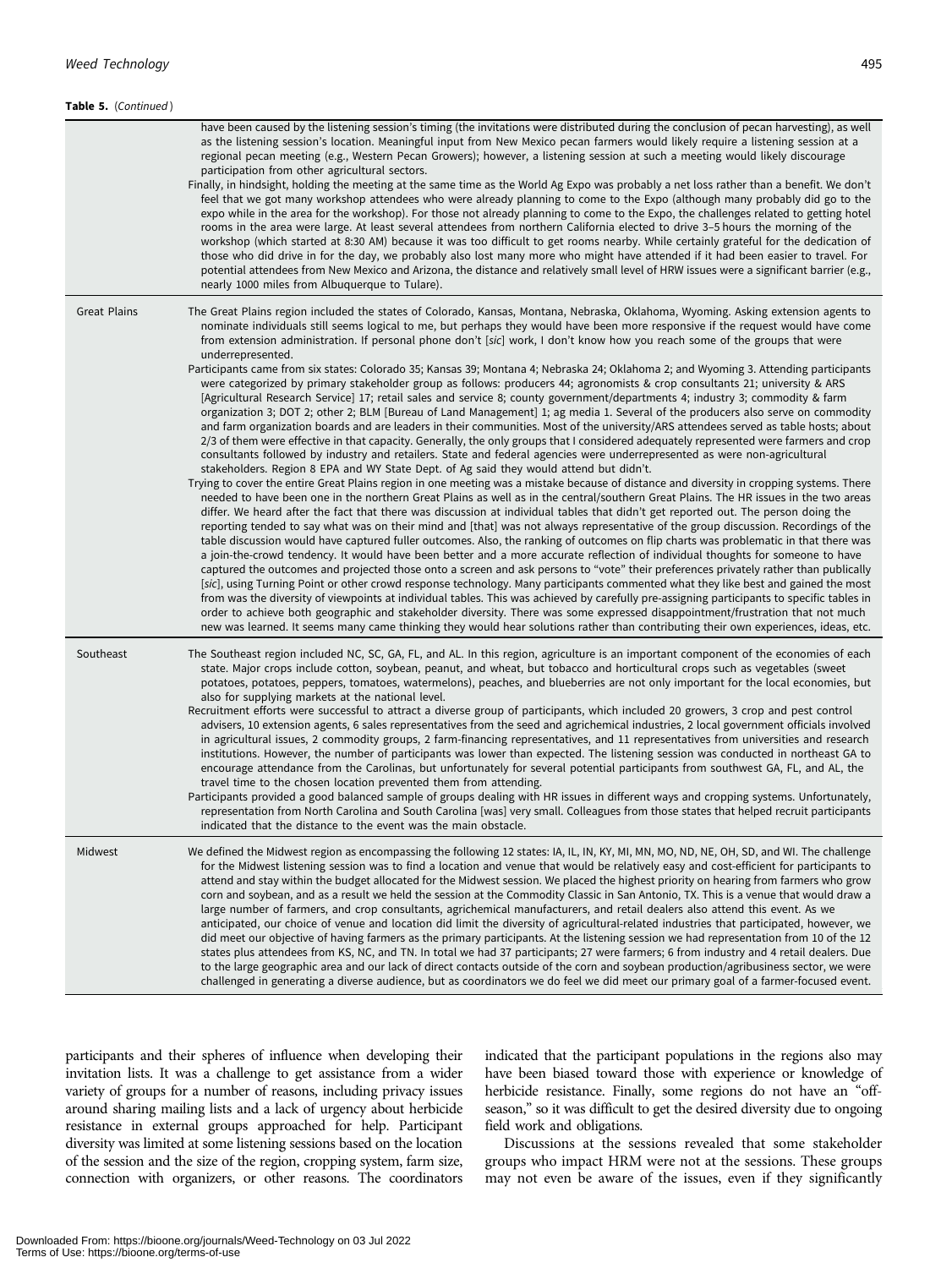**Table 5.** (*Continued*)

| | |
|---|---|
| | have been caused by the listening session's timing (the invitations were distributed during the conclusion of pecan harvesting), as well as the listening session's location. Meaningful input from New Mexico pecan farmers would likely require a listening session at a regional pecan meeting (e.g., Western Pecan Growers); however, a listening session at such a meeting would likely discourage participation from other agricultural sectors.<br>Finally, in hindsight, holding the meeting at the same time as the World Ag Expo was probably a net loss rather than a benefit. We don't feel that we got many workshop attendees who were already planning to come to the Expo (although many probably did go to the expo while in the area for the workshop). For those not already planning to come to the Expo, the challenges related to getting hotel rooms in the area were large. At least several attendees from northern California elected to drive 3–5 hours the morning of the workshop (which started at 8:30 AM) because it was too difficult to get rooms nearby. While certainly grateful for the dedication of those who did drive in for the day, we probably also lost many more who might have attended if it had been easier to travel. For potential attendees from New Mexico and Arizona, the distance and relatively small level of HRW issues were a significant barrier (e.g., nearly 1000 miles from Albuquerque to Tulare). |
| Great Plains | The Great Plains region included the states of Colorado, Kansas, Montana, Nebraska, Oklahoma, Wyoming. Asking extension agents to nominate individuals still seems logical to me, but perhaps they would have been more responsive if the request would have come from extension administration. If personal phone don't [*sic*] work, I don't know how you reach some of the groups that were underrepresented.<br>Participants came from six states: Colorado 35; Kansas 39; Montana 4; Nebraska 24; Oklahoma 2; and Wyoming 3. Attending participants were categorized by primary stakeholder group as follows: producers 44; agronomists & crop consultants 21; university & ARS [Agricultural Research Service] 17; retail sales and service 8; county government/departments 4; industry 3; commodity & farm organization 3; DOT 2; other 2; BLM [Bureau of Land Management] 1; ag media 1. Several of the producers also serve on commodity and farm organization boards and are leaders in their communities. Most of the university/ARS attendees served as table hosts; about 2/3 of them were effective in that capacity. Generally, the only groups that I considered adequately represented were farmers and crop consultants followed by industry and retailers. State and federal agencies were underrepresented as were non-agricultural stakeholders. Region 8 EPA and WY State Dept. of Ag said they would attend but didn't.<br>Trying to cover the entire Great Plains region in one meeting was a mistake because of distance and diversity in cropping systems. There needed to have been one in the northern Great Plains as well as in the central/southern Great Plains. The HR issues in the two areas differ. We heard after the fact that there was discussion at individual tables that didn't get reported out. The person doing the reporting tended to say what was on their mind and [that] was not always representative of the group discussion. Recordings of the table discussion would have captured fuller outcomes. Also, the ranking of outcomes on flip charts was problematic in that there was a join-the-crowd tendency. It would have been better and a more accurate reflection of individual thoughts for someone to have captured the outcomes and projected those onto a screen and ask persons to "vote" their preferences privately rather than publically [*sic*], using Turning Point or other crowd response technology. Many participants commented what they like best and gained the most from was the diversity of viewpoints at individual tables. This was achieved by carefully pre-assigning participants to specific tables in order to achieve both geographic and stakeholder diversity. There was some expressed disappointment/frustration that not much new was learned. It seems many came thinking they would hear solutions rather than contributing their own experiences, ideas, etc. |
| Southeast | The Southeast region included NC, SC, GA, FL, and AL. In this region, agriculture is an important component of the economies of each state. Major crops include cotton, soybean, peanut, and wheat, but tobacco and horticultural crops such as vegetables (sweet potatoes, potatoes, peppers, tomatoes, watermelons), peaches, and blueberries are not only important for the local economies, but also for supplying markets at the national level.<br>Recruitment efforts were successful to attract a diverse group of participants, which included 20 growers, 3 crop and pest control advisers, 10 extension agents, 6 sales representatives from the seed and agrichemical industries, 2 local government officials involved in agricultural issues, 2 commodity groups, 2 farm-financing representatives, and 11 representatives from universities and research institutions. However, the number of participants was lower than expected. The listening session was conducted in northeast GA to encourage attendance from the Carolinas, but unfortunately for several potential participants from southwest GA, FL, and AL, the travel time to the chosen location prevented them from attending.<br>Participants provided a good balanced sample of groups dealing with HR issues in different ways and cropping systems. Unfortunately, representation from North Carolina and South Carolina [was] very small. Colleagues from those states that helped recruit participants indicated that the distance to the event was the main obstacle. |
| Midwest | We defined the Midwest region as encompassing the following 12 states: IA, IL, IN, KY, MI, MN, MO, ND, NE, OH, SD, and WI. The challenge for the Midwest listening session was to find a location and venue that would be relatively easy and cost-efficient for participants to attend and stay within the budget allocated for the Midwest session. We placed the highest priority on hearing from farmers who grow corn and soybean, and as a result we held the session at the Commodity Classic in San Antonio, TX. This is a venue that would draw a large number of farmers, and crop consultants, agrichemical manufacturers, and retail dealers also attend this event. As we anticipated, our choice of venue and location did limit the diversity of agricultural-related industries that participated, however, we did meet our objective of having farmers as the primary participants. At the listening session we had representation from 10 of the 12 states plus attendees from KS, NC, and TN. In total we had 37 participants; 27 were farmers; 6 from industry and 4 retail dealers. Due to the large geographic area and our lack of direct contacts outside of the corn and soybean production/agribusiness sector, we were challenged in generating a diverse audience, but as coordinators we do feel we did meet our primary goal of a farmer-focused event. |

participants and their spheres of influence when developing their invitation lists. It was a challenge to get assistance from a wider variety of groups for a number of reasons, including privacy issues around sharing mailing lists and a lack of urgency about herbicide resistance in external groups approached for help. Participant diversity was limited at some listening sessions based on the location of the session and the size of the region, cropping system, farm size, connection with organizers, or other reasons. The coordinators indicated that the participant populations in the regions also may have been biased toward those with experience or knowledge of herbicide resistance. Finally, some regions do not have an "off-season," so it was difficult to get the desired diversity due to ongoing field work and obligations.

Discussions at the sessions revealed that some stakeholder groups who impact HRM were not at the sessions. These groups may not even be aware of the issues, even if they significantly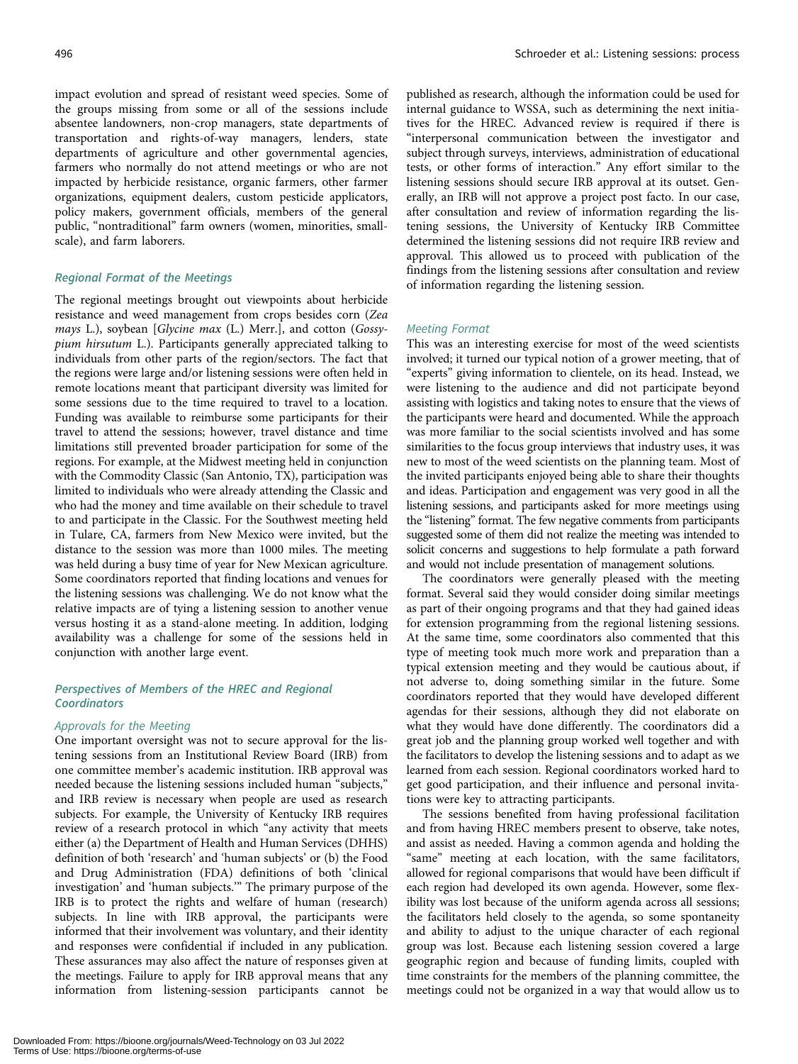impact evolution and spread of resistant weed species. Some of the groups missing from some or all of the sessions include absentee landowners, non-crop managers, state departments of transportation and rights-of-way managers, lenders, state departments of agriculture and other governmental agencies, farmers who normally do not attend meetings or who are not impacted by herbicide resistance, organic farmers, other farmer organizations, equipment dealers, custom pesticide applicators, policy makers, government officials, members of the general public, "nontraditional" farm owners (women, minorities, small-scale), and farm laborers.

### *Regional Format of the Meetings*

The regional meetings brought out viewpoints about herbicide resistance and weed management from crops besides corn (*Zea mays* L.), soybean [*Glycine max* (L.) Merr.], and cotton (*Gossypium hirsutum* L.). Participants generally appreciated talking to individuals from other parts of the region/sectors. The fact that the regions were large and/or listening sessions were often held in remote locations meant that participant diversity was limited for some sessions due to the time required to travel to a location. Funding was available to reimburse some participants for their travel to attend the sessions; however, travel distance and time limitations still prevented broader participation for some of the regions. For example, at the Midwest meeting held in conjunction with the Commodity Classic (San Antonio, TX), participation was limited to individuals who were already attending the Classic and who had the money and time available on their schedule to travel to and participate in the Classic. For the Southwest meeting held in Tulare, CA, farmers from New Mexico were invited, but the distance to the session was more than 1000 miles. The meeting was held during a busy time of year for New Mexican agriculture. Some coordinators reported that finding locations and venues for the listening sessions was challenging. We do not know what the relative impacts are of tying a listening session to another venue versus hosting it as a stand-alone meeting. In addition, lodging availability was a challenge for some of the sessions held in conjunction with another large event.

### *Perspectives of Members of the HREC and Regional Coordinators*

#### *Approvals for the Meeting*

One important oversight was not to secure approval for the listening sessions from an Institutional Review Board (IRB) from one committee member's academic institution. IRB approval was needed because the listening sessions included human "subjects," and IRB review is necessary when people are used as research subjects. For example, the University of Kentucky IRB requires review of a research protocol in which "any activity that meets either (a) the Department of Health and Human Services (DHHS) definition of both 'research' and 'human subjects' or (b) the Food and Drug Administration (FDA) definitions of both 'clinical investigation' and 'human subjects.'" The primary purpose of the IRB is to protect the rights and welfare of human (research) subjects. In line with IRB approval, the participants were informed that their involvement was voluntary, and their identity and responses were confidential if included in any publication. These assurances may also affect the nature of responses given at the meetings. Failure to apply for IRB approval means that any information from listening-session participants cannot be published as research, although the information could be used for internal guidance to WSSA, such as determining the next initiatives for the HREC. Advanced review is required if there is "interpersonal communication between the investigator and subject through surveys, interviews, administration of educational tests, or other forms of interaction." Any effort similar to the listening sessions should secure IRB approval at its outset. Generally, an IRB will not approve a project post facto. In our case, after consultation and review of information regarding the listening sessions, the University of Kentucky IRB Committee determined the listening sessions did not require IRB review and approval. This allowed us to proceed with publication of the findings from the listening sessions after consultation and review of information regarding the listening session.

#### *Meeting Format*

This was an interesting exercise for most of the weed scientists involved; it turned our typical notion of a grower meeting, that of "experts" giving information to clientele, on its head. Instead, we were listening to the audience and did not participate beyond assisting with logistics and taking notes to ensure that the views of the participants were heard and documented. While the approach was more familiar to the social scientists involved and has some similarities to the focus group interviews that industry uses, it was new to most of the weed scientists on the planning team. Most of the invited participants enjoyed being able to share their thoughts and ideas. Participation and engagement was very good in all the listening sessions, and participants asked for more meetings using the "listening" format. The few negative comments from participants suggested some of them did not realize the meeting was intended to solicit concerns and suggestions to help formulate a path forward and would not include presentation of management solutions.

The coordinators were generally pleased with the meeting format. Several said they would consider doing similar meetings as part of their ongoing programs and that they had gained ideas for extension programming from the regional listening sessions. At the same time, some coordinators also commented that this type of meeting took much more work and preparation than a typical extension meeting and they would be cautious about, if not adverse to, doing something similar in the future. Some coordinators reported that they would have developed different agendas for their sessions, although they did not elaborate on what they would have done differently. The coordinators did a great job and the planning group worked well together and with the facilitators to develop the listening sessions and to adapt as we learned from each session. Regional coordinators worked hard to get good participation, and their influence and personal invitations were key to attracting participants.

The sessions benefited from having professional facilitation and from having HREC members present to observe, take notes, and assist as needed. Having a common agenda and holding the "same" meeting at each location, with the same facilitators, allowed for regional comparisons that would have been difficult if each region had developed its own agenda. However, some flexibility was lost because of the uniform agenda across all sessions; the facilitators held closely to the agenda, so some spontaneity and ability to adjust to the unique character of each regional group was lost. Because each listening session covered a large geographic region and because of funding limits, coupled with time constraints for the members of the planning committee, the meetings could not be organized in a way that would allow us to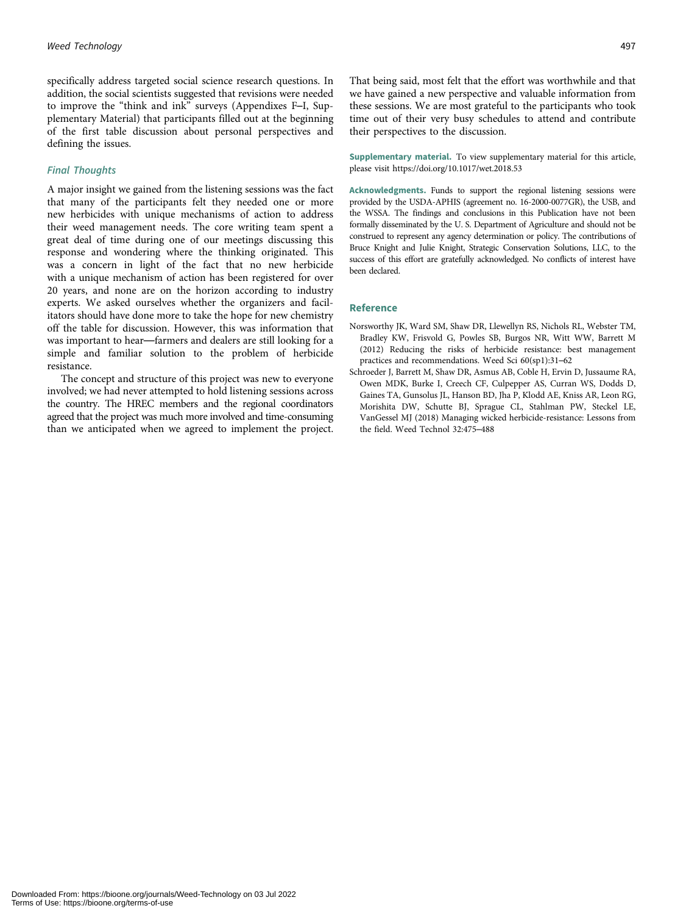specifically address targeted social science research questions. In addition, the social scientists suggested that revisions were needed to improve the "think and ink" surveys (Appendixes F–I, Supplementary Material) that participants filled out at the beginning of the first table discussion about personal perspectives and defining the issues.

### *Final Thoughts*

A major insight we gained from the listening sessions was the fact that many of the participants felt they needed one or more new herbicides with unique mechanisms of action to address their weed management needs. The core writing team spent a great deal of time during one of our meetings discussing this response and wondering where the thinking originated. This was a concern in light of the fact that no new herbicide with a unique mechanism of action has been registered for over 20 years, and none are on the horizon according to industry experts. We asked ourselves whether the organizers and facilitators should have done more to take the hope for new chemistry off the table for discussion. However, this was information that was important to hear—farmers and dealers are still looking for a simple and familiar solution to the problem of herbicide resistance.

The concept and structure of this project was new to everyone involved; we had never attempted to hold listening sessions across the country. The HREC members and the regional coordinators agreed that the project was much more involved and time-consuming than we anticipated when we agreed to implement the project. That being said, most felt that the effort was worthwhile and that we have gained a new perspective and valuable information from these sessions. We are most grateful to the participants who took time out of their very busy schedules to attend and contribute their perspectives to the discussion.

**Supplementary material.** To view supplementary material for this article, please visit https://doi.org/10.1017/wet.2018.53

**Acknowledgments.** Funds to support the regional listening sessions were provided by the USDA-APHIS (agreement no. 16-2000-0077GR), the USB, and the WSSA. The findings and conclusions in this Publication have not been formally disseminated by the U. S. Department of Agriculture and should not be construed to represent any agency determination or policy. The contributions of Bruce Knight and Julie Knight, Strategic Conservation Solutions, LLC, to the success of this effort are gratefully acknowledged. No conflicts of interest have been declared.

## Reference

Norsworthy JK, Ward SM, Shaw DR, Llewellyn RS, Nichols RL, Webster TM, Bradley KW, Frisvold G, Powles SB, Burgos NR, Witt WW, Barrett M (2012) Reducing the risks of herbicide resistance: best management practices and recommendations. Weed Sci 60(sp1):31–62

Schroeder J, Barrett M, Shaw DR, Asmus AB, Coble H, Ervin D, Jussaume RA, Owen MDK, Burke I, Creech CF, Culpepper AS, Curran WS, Dodds D, Gaines TA, Gunsolus JL, Hanson BD, Jha P, Klodd AE, Kniss AR, Leon RG, Morishita DW, Schutte BJ, Sprague CL, Stahlman PW, Steckel LE, VanGessel MJ (2018) Managing wicked herbicide-resistance: Lessons from the field. Weed Technol 32:475–488